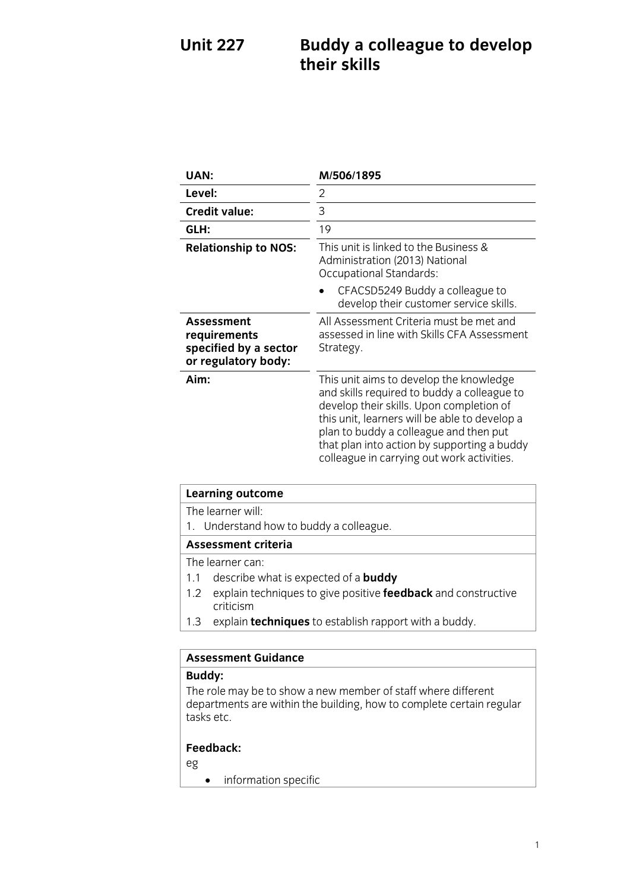# Unit 227 Buddy a colleague to develop their skills

| | |
|---|---|
| **UAN:** | **M/506/1895** |
| **Level:** | 2 |
| **Credit value:** | 3 |
| **GLH:** | 19 |
| **Relationship to NOS:** | This unit is linked to the Business & Administration (2013) National Occupational Standards:<br>• CFACSD5249 Buddy a colleague to develop their customer service skills. |
| **Assessment requirements specified by a sector or regulatory body:** | All Assessment Criteria must be met and assessed in line with Skills CFA Assessment Strategy. |
| **Aim:** | This unit aims to develop the knowledge and skills required to buddy a colleague to develop their skills. Upon completion of this unit, learners will be able to develop a plan to buddy a colleague and then put that plan into action by supporting a buddy colleague in carrying out work activities. |

**Learning outcome**

The learner will:

1. Understand how to buddy a colleague.

**Assessment criteria**

The learner can:

1.1 describe what is expected of a **buddy**

1.2 explain techniques to give positive **feedback** and constructive criticism

1.3 explain **techniques** to establish rapport with a buddy.

**Assessment Guidance**

**Buddy:**

The role may be to show a new member of staff where different departments are within the building, how to complete certain regular tasks etc.

**Feedback:**

eg

- information specific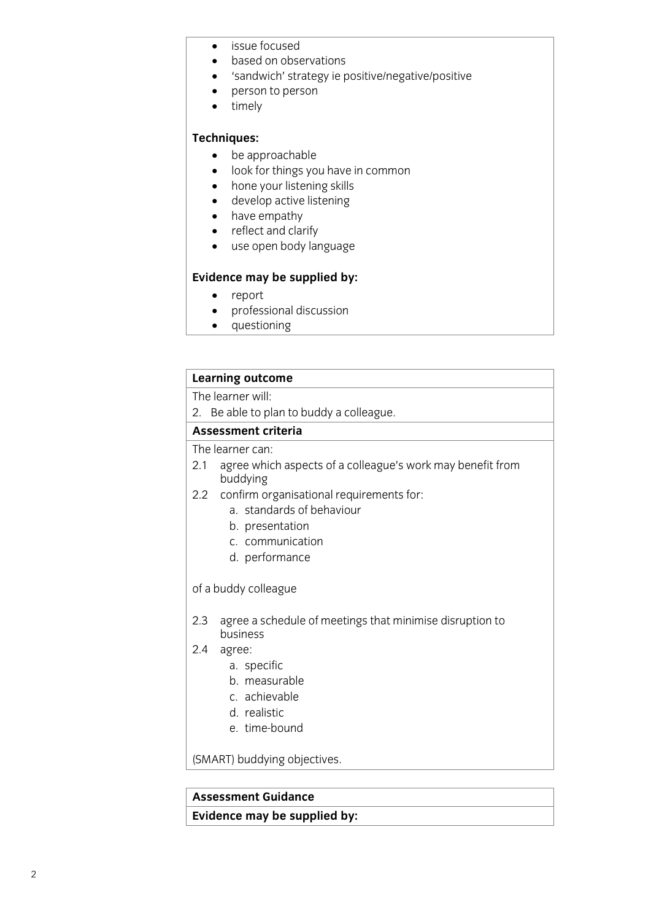- issue focused
- based on observations
- 'sandwich' strategy ie positive/negative/positive
- person to person
- timely

**Techniques:**

- be approachable
- look for things you have in common
- hone your listening skills
- develop active listening
- have empathy
- reflect and clarify
- use open body language

**Evidence may be supplied by:**

- report
- professional discussion
- questioning

**Learning outcome**

The learner will:

2. Be able to plan to buddy a colleague.

**Assessment criteria**

The learner can:

2.1 agree which aspects of a colleague's work may benefit from buddying

2.2 confirm organisational requirements for:
   a. standards of behaviour
   b. presentation
   c. communication
   d. performance

of a buddy colleague

2.3 agree a schedule of meetings that minimise disruption to business

2.4 agree:
   a. specific
   b. measurable
   c. achievable
   d. realistic
   e. time-bound

(SMART) buddying objectives.

**Assessment Guidance**

**Evidence may be supplied by:**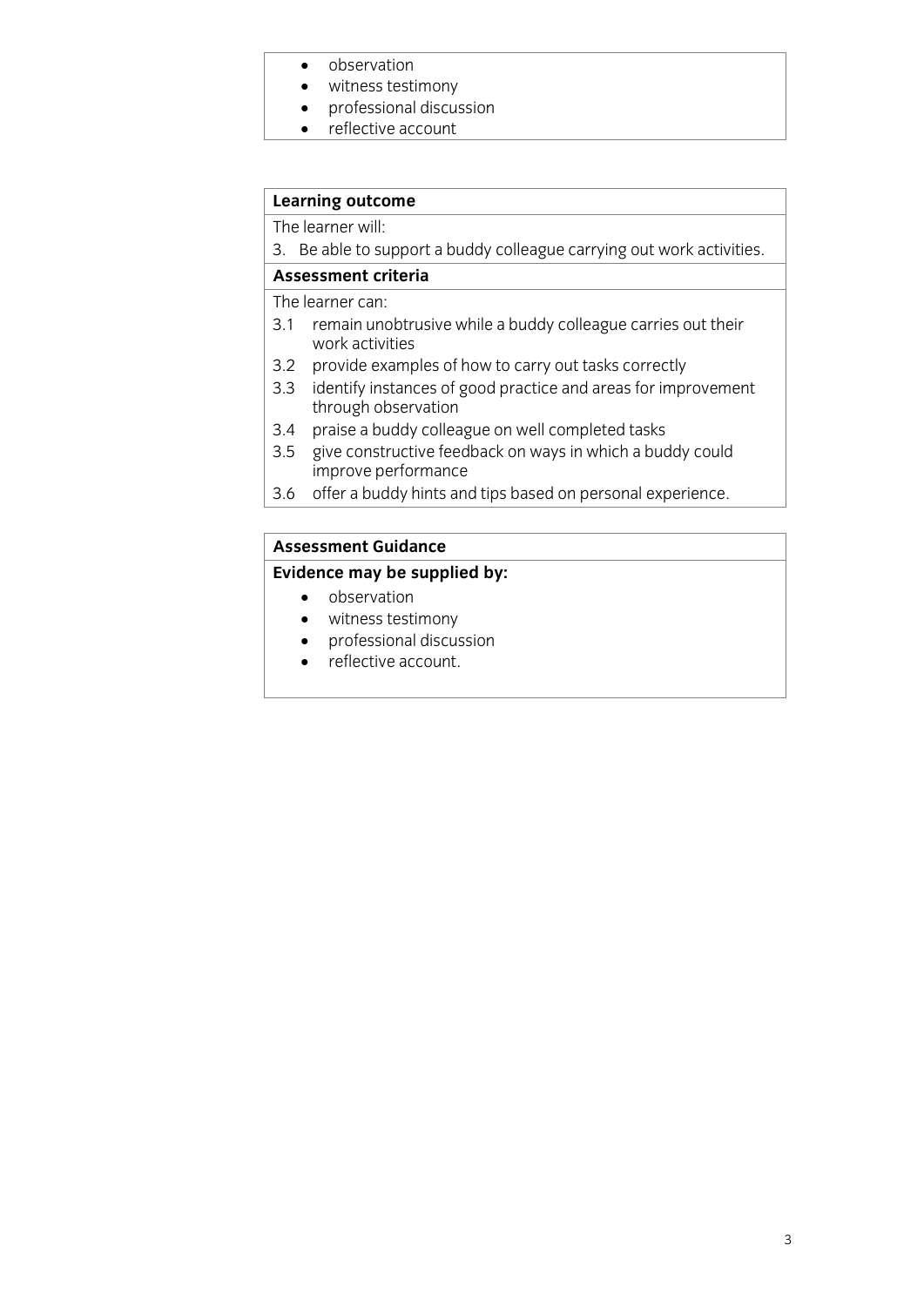- observation
- witness testimony
- professional discussion
- reflective account

| **Learning outcome** |
| --- |
| The learner will:<br>3. Be able to support a buddy colleague carrying out work activities. |
| **Assessment criteria** |
| The learner can:<br>3.1 remain unobtrusive while a buddy colleague carries out their work activities<br>3.2 provide examples of how to carry out tasks correctly<br>3.3 identify instances of good practice and areas for improvement through observation<br>3.4 praise a buddy colleague on well completed tasks<br>3.5 give constructive feedback on ways in which a buddy could improve performance<br>3.6 offer a buddy hints and tips based on personal experience. |

| **Assessment Guidance** |
| --- |
| **Evidence may be supplied by:**<br>• observation<br>• witness testimony<br>• professional discussion<br>• reflective account. |